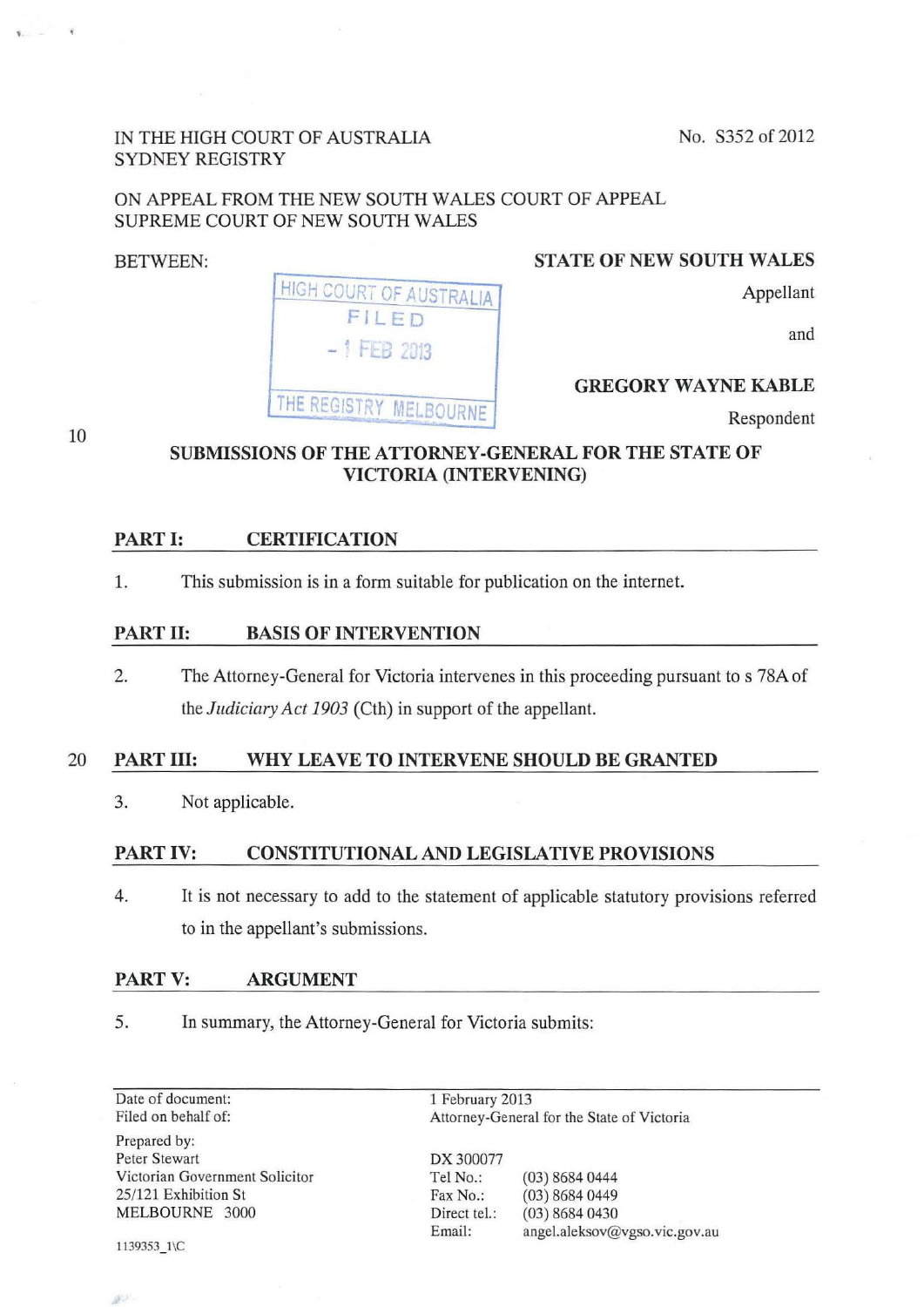IN THE HIGH COURT OF AUSTRALIA
SYDNEY REGISTRY

No. S352 of 2012

ON APPEAL FROM THE NEW SOUTH WALES COURT OF APPEAL
SUPREME COURT OF NEW SOUTH WALES

BETWEEN:

HIGH COURT OF AUSTRALIA
FILED
- 1 FEB 2013
THE REGISTRY MELBOURNE

**STATE OF NEW SOUTH WALES**
Appellant

and

**GREGORY WAYNE KABLE**
Respondent

**SUBMISSIONS OF THE ATTORNEY-GENERAL FOR THE STATE OF VICTORIA (INTERVENING)**

## PART I: CERTIFICATION

1. This submission is in a form suitable for publication on the internet.

## PART II: BASIS OF INTERVENTION

2. The Attorney-General for Victoria intervenes in this proceeding pursuant to s 78A of the *Judiciary Act 1903* (Cth) in support of the appellant.

## PART III: WHY LEAVE TO INTERVENE SHOULD BE GRANTED

3. Not applicable.

## PART IV: CONSTITUTIONAL AND LEGISLATIVE PROVISIONS

4. It is not necessary to add to the statement of applicable statutory provisions referred to in the appellant's submissions.

## PART V: ARGUMENT

5. In summary, the Attorney-General for Victoria submits:

| | |
|---|---|
| Date of document: | 1 February 2013 |
| Filed on behalf of: | Attorney-General for the State of Victoria |

Prepared by:
Peter Stewart
Victorian Government Solicitor
25/121 Exhibition St
MELBOURNE 3000

DX 300077
Tel No.: (03) 8684 0444
Fax No.: (03) 8684 0449
Direct tel.: (03) 8684 0430
Email: angel.aleksov@vgso.vic.gov.au

1139353_1\C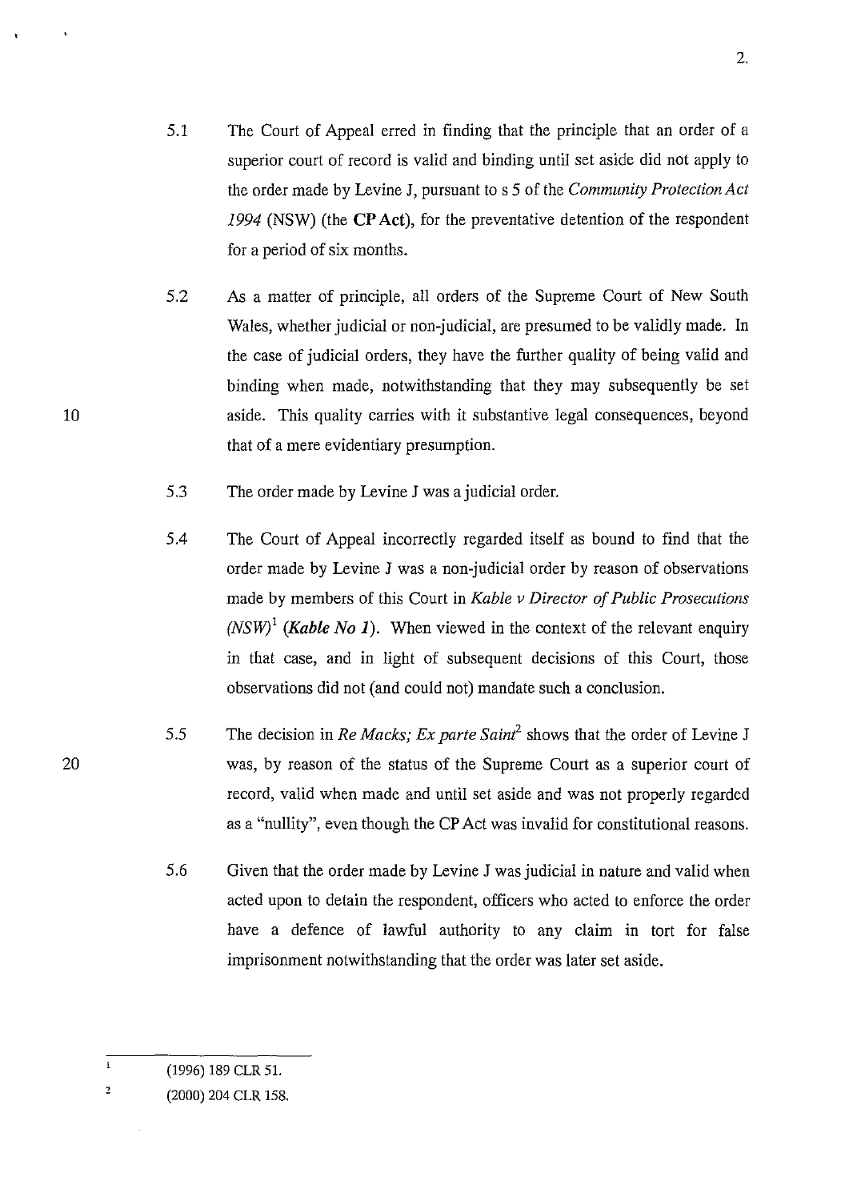5.1 The Court of Appeal erred in finding that the principle that an order of a superior court of record is valid and binding until set aside did not apply to the order made by Levine J, pursuant to s 5 of the *Community Protection Act 1994* (NSW) (the **CP Act**), for the preventative detention of the respondent for a period of six months.

5.2 As a matter of principle, all orders of the Supreme Court of New South Wales, whether judicial or non-judicial, are presumed to be validly made. In the case of judicial orders, they have the further quality of being valid and binding when made, notwithstanding that they may subsequently be set aside. This quality carries with it substantive legal consequences, beyond that of a mere evidentiary presumption.

5.3 The order made by Levine J was a judicial order.

5.4 The Court of Appeal incorrectly regarded itself as bound to find that the order made by Levine J was a non-judicial order by reason of observations made by members of this Court in *Kable v Director of Public Prosecutions (NSW)*[1] (***Kable No 1***). When viewed in the context of the relevant enquiry in that case, and in light of subsequent decisions of this Court, those observations did not (and could not) mandate such a conclusion.

5.5 The decision in *Re Macks; Ex parte Saint*[2] shows that the order of Levine J was, by reason of the status of the Supreme Court as a superior court of record, valid when made and until set aside and was not properly regarded as a "nullity", even though the CP Act was invalid for constitutional reasons.

5.6 Given that the order made by Levine J was judicial in nature and valid when acted upon to detain the respondent, officers who acted to enforce the order have a defence of lawful authority to any claim in tort for false imprisonment notwithstanding that the order was later set aside.

---

[1] (1996) 189 CLR 51.

[2] (2000) 204 CLR 158.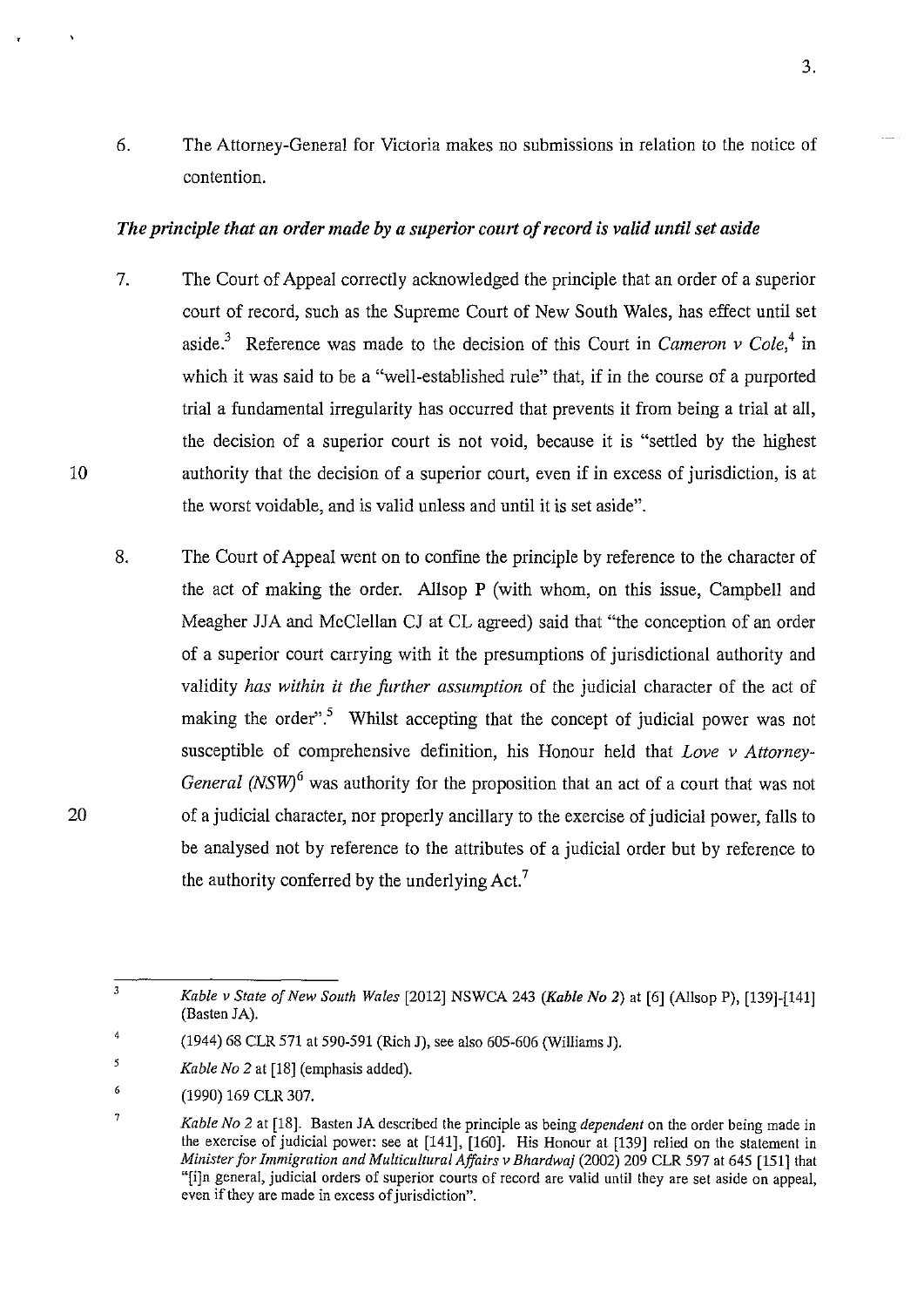6. The Attorney-General for Victoria makes no submissions in relation to the notice of contention.

### *The principle that an order made by a superior court of record is valid until set aside*

7. The Court of Appeal correctly acknowledged the principle that an order of a superior court of record, such as the Supreme Court of New South Wales, has effect until set aside.[3] Reference was made to the decision of this Court in *Cameron v Cole*,[4] in which it was said to be a "well-established rule" that, if in the course of a purported trial a fundamental irregularity has occurred that prevents it from being a trial at all, the decision of a superior court is not void, because it is "settled by the highest authority that the decision of a superior court, even if in excess of jurisdiction, is at the worst voidable, and is valid unless and until it is set aside".

8. The Court of Appeal went on to confine the principle by reference to the character of the act of making the order. Allsop P (with whom, on this issue, Campbell and Meagher JJA and McClellan CJ at CL agreed) said that "the conception of an order of a superior court carrying with it the presumptions of jurisdictional authority and validity *has within it the further assumption* of the judicial character of the act of making the order".[5] Whilst accepting that the concept of judicial power was not susceptible of comprehensive definition, his Honour held that *Love v Attorney-General (NSW)*[6] was authority for the proposition that an act of a court that was not of a judicial character, nor properly ancillary to the exercise of judicial power, falls to be analysed not by reference to the attributes of a judicial order but by reference to the authority conferred by the underlying Act.[7]

---

[3] *Kable v State of New South Wales* [2012] NSWCA 243 (*Kable No 2*) at [6] (Allsop P), [139]-[141] (Basten JA).

[4] (1944) 68 CLR 571 at 590-591 (Rich J), see also 605-606 (Williams J).

[5] *Kable No 2* at [18] (emphasis added).

[6] (1990) 169 CLR 307.

[7] *Kable No 2* at [18]. Basten JA described the principle as being *dependent* on the order being made in the exercise of judicial power: see at [141], [160]. His Honour at [139] relied on the statement in *Minister for Immigration and Multicultural Affairs v Bhardwaj* (2002) 209 CLR 597 at 645 [151] that "[i]n general, judicial orders of superior courts of record are valid until they are set aside on appeal, even if they are made in excess of jurisdiction".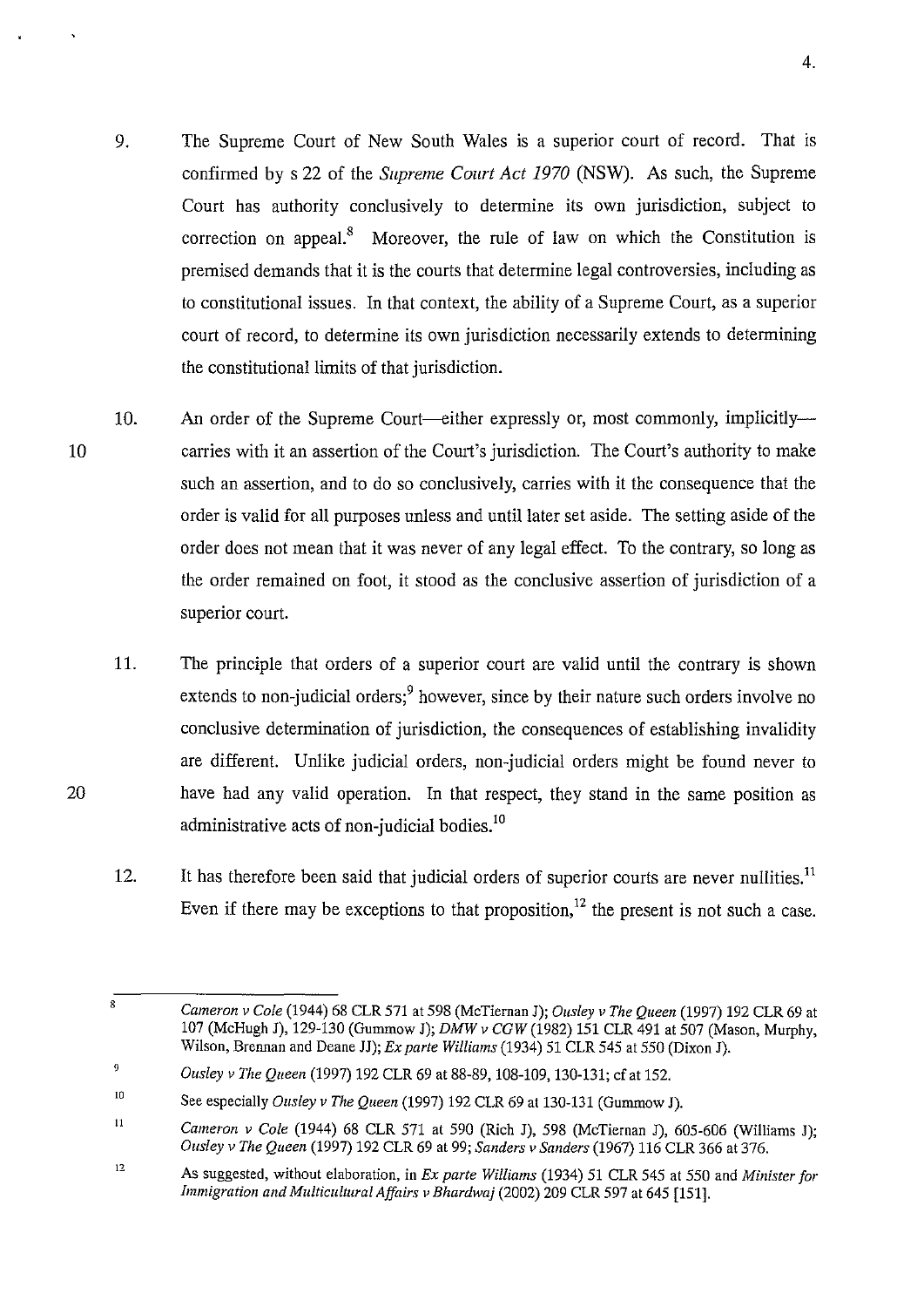9. The Supreme Court of New South Wales is a superior court of record. That is confirmed by s 22 of the *Supreme Court Act 1970* (NSW). As such, the Supreme Court has authority conclusively to determine its own jurisdiction, subject to correction on appeal.[8] Moreover, the rule of law on which the Constitution is premised demands that it is the courts that determine legal controversies, including as to constitutional issues. In that context, the ability of a Supreme Court, as a superior court of record, to determine its own jurisdiction necessarily extends to determining the constitutional limits of that jurisdiction.

10. An order of the Supreme Court—either expressly or, most commonly, implicitly—carries with it an assertion of the Court's jurisdiction. The Court's authority to make such an assertion, and to do so conclusively, carries with it the consequence that the order is valid for all purposes unless and until later set aside. The setting aside of the order does not mean that it was never of any legal effect. To the contrary, so long as the order remained on foot, it stood as the conclusive assertion of jurisdiction of a superior court.

11. The principle that orders of a superior court are valid until the contrary is shown extends to non-judicial orders;[9] however, since by their nature such orders involve no conclusive determination of jurisdiction, the consequences of establishing invalidity are different. Unlike judicial orders, non-judicial orders might be found never to have had any valid operation. In that respect, they stand in the same position as administrative acts of non-judicial bodies.[10]

12. It has therefore been said that judicial orders of superior courts are never nullities.[11] Even if there may be exceptions to that proposition,[12] the present is not such a case.

---

[8] *Cameron v Cole* (1944) 68 CLR 571 at 598 (McTiernan J); *Ousley v The Queen* (1997) 192 CLR 69 at 107 (McHugh J), 129-130 (Gummow J); *DMW v CGW* (1982) 151 CLR 491 at 507 (Mason, Murphy, Wilson, Brennan and Deane JJ); *Ex parte Williams* (1934) 51 CLR 545 at 550 (Dixon J).

[9] *Ousley v The Queen* (1997) 192 CLR 69 at 88-89, 108-109, 130-131; cf at 152.

[10] See especially *Ousley v The Queen* (1997) 192 CLR 69 at 130-131 (Gummow J).

[11] *Cameron v Cole* (1944) 68 CLR 571 at 590 (Rich J), 598 (McTiernan J), 605-606 (Williams J); *Ousley v The Queen* (1997) 192 CLR 69 at 99; *Sanders v Sanders* (1967) 116 CLR 366 at 376.

[12] As suggested, without elaboration, in *Ex parte Williams* (1934) 51 CLR 545 at 550 and *Minister for Immigration and Multicultural Affairs v Bhardwaj* (2002) 209 CLR 597 at 645 [151].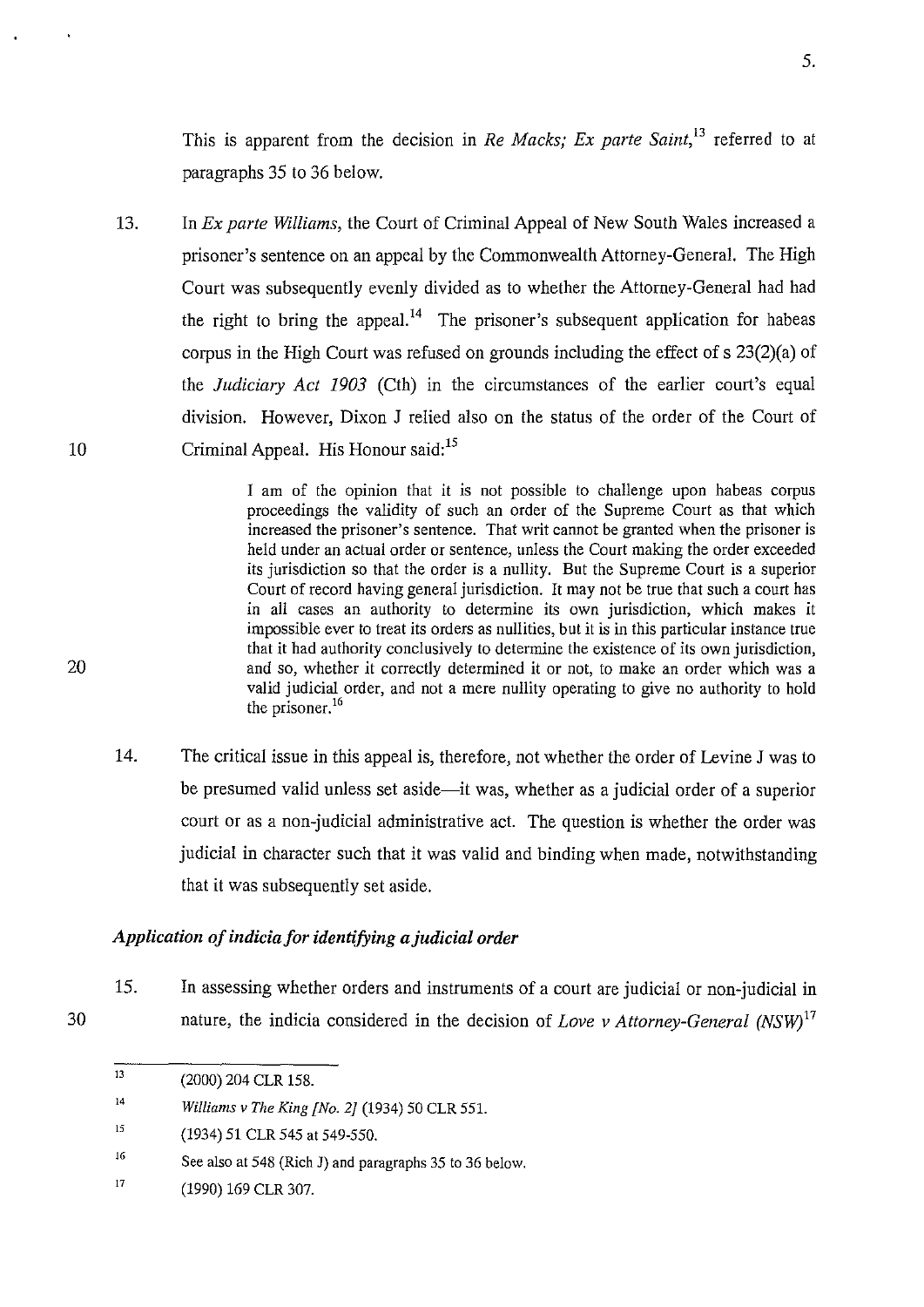This is apparent from the decision in *Re Macks; Ex parte Saint*,[13] referred to at paragraphs 35 to 36 below.

13. In *Ex parte Williams*, the Court of Criminal Appeal of New South Wales increased a prisoner's sentence on an appeal by the Commonwealth Attorney-General. The High Court was subsequently evenly divided as to whether the Attorney-General had had the right to bring the appeal.[14] The prisoner's subsequent application for habeas corpus in the High Court was refused on grounds including the effect of s 23(2)(a) of the *Judiciary Act 1903* (Cth) in the circumstances of the earlier court's equal division. However, Dixon J relied also on the status of the order of the Court of Criminal Appeal. His Honour said:[15]

> I am of the opinion that it is not possible to challenge upon habeas corpus proceedings the validity of such an order of the Supreme Court as that which increased the prisoner's sentence. That writ cannot be granted when the prisoner is held under an actual order or sentence, unless the Court making the order exceeded its jurisdiction so that the order is a nullity. But the Supreme Court is a superior Court of record having general jurisdiction. It may not be true that such a court has in all cases an authority to determine its own jurisdiction, which makes it impossible ever to treat its orders as nullities, but it is in this particular instance true that it had authority conclusively to determine the existence of its own jurisdiction, and so, whether it correctly determined it or not, to make an order which was a valid judicial order, and not a mere nullity operating to give no authority to hold the prisoner.[16]

14. The critical issue in this appeal is, therefore, not whether the order of Levine J was to be presumed valid unless set aside—it was, whether as a judicial order of a superior court or as a non-judicial administrative act. The question is whether the order was judicial in character such that it was valid and binding when made, notwithstanding that it was subsequently set aside.

### *Application of indicia for identifying a judicial order*

15. In assessing whether orders and instruments of a court are judicial or non-judicial in nature, the indicia considered in the decision of *Love v Attorney-General (NSW)*[17]

---

[13] (2000) 204 CLR 158.

[14] *Williams v The King [No. 2]* (1934) 50 CLR 551.

[15] (1934) 51 CLR 545 at 549-550.

[16] See also at 548 (Rich J) and paragraphs 35 to 36 below.

[17] (1990) 169 CLR 307.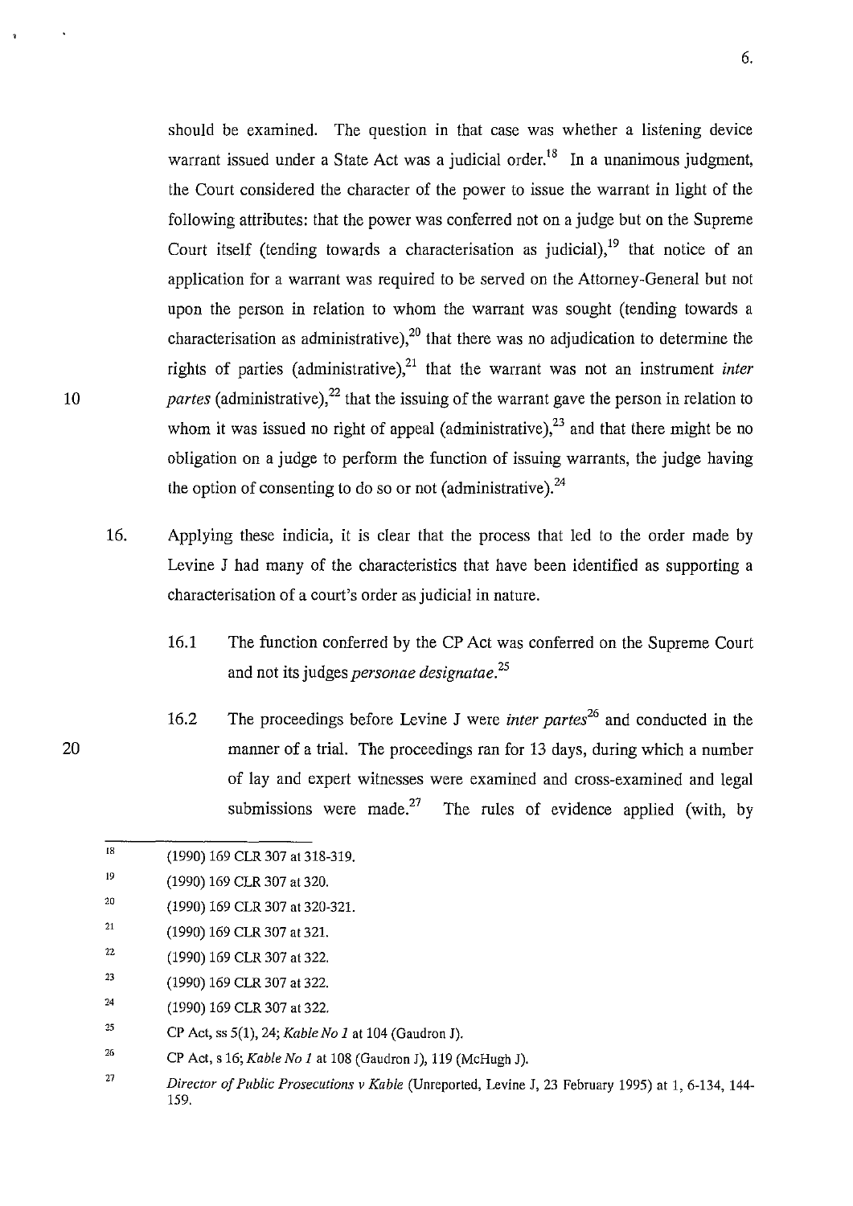should be examined. The question in that case was whether a listening device warrant issued under a State Act was a judicial order.[18] In a unanimous judgment, the Court considered the character of the power to issue the warrant in light of the following attributes: that the power was conferred not on a judge but on the Supreme Court itself (tending towards a characterisation as judicial),[19] that notice of an application for a warrant was required to be served on the Attorney-General but not upon the person in relation to whom the warrant was sought (tending towards a characterisation as administrative),[20] that there was no adjudication to determine the rights of parties (administrative),[21] that the warrant was not an instrument *inter partes* (administrative),[22] that the issuing of the warrant gave the person in relation to whom it was issued no right of appeal (administrative),[23] and that there might be no obligation on a judge to perform the function of issuing warrants, the judge having the option of consenting to do so or not (administrative).[24]

16. Applying these indicia, it is clear that the process that led to the order made by Levine J had many of the characteristics that have been identified as supporting a characterisation of a court's order as judicial in nature.

    16.1 The function conferred by the CP Act was conferred on the Supreme Court and not its judges *personae designatae*.[25]

    16.2 The proceedings before Levine J were *inter partes*[26] and conducted in the manner of a trial. The proceedings ran for 13 days, during which a number of lay and expert witnesses were examined and cross-examined and legal submissions were made.[27] The rules of evidence applied (with, by

---

18 (1990) 169 CLR 307 at 318-319.

19 (1990) 169 CLR 307 at 320.

20 (1990) 169 CLR 307 at 320-321.

21 (1990) 169 CLR 307 at 321.

22 (1990) 169 CLR 307 at 322.

23 (1990) 169 CLR 307 at 322.

24 (1990) 169 CLR 307 at 322.

25 CP Act, ss 5(1), 24; *Kable No 1* at 104 (Gaudron J).

26 CP Act, s 16; *Kable No 1* at 108 (Gaudron J), 119 (McHugh J).

27 *Director of Public Prosecutions v Kable* (Unreported, Levine J, 23 February 1995) at 1, 6-134, 144-159.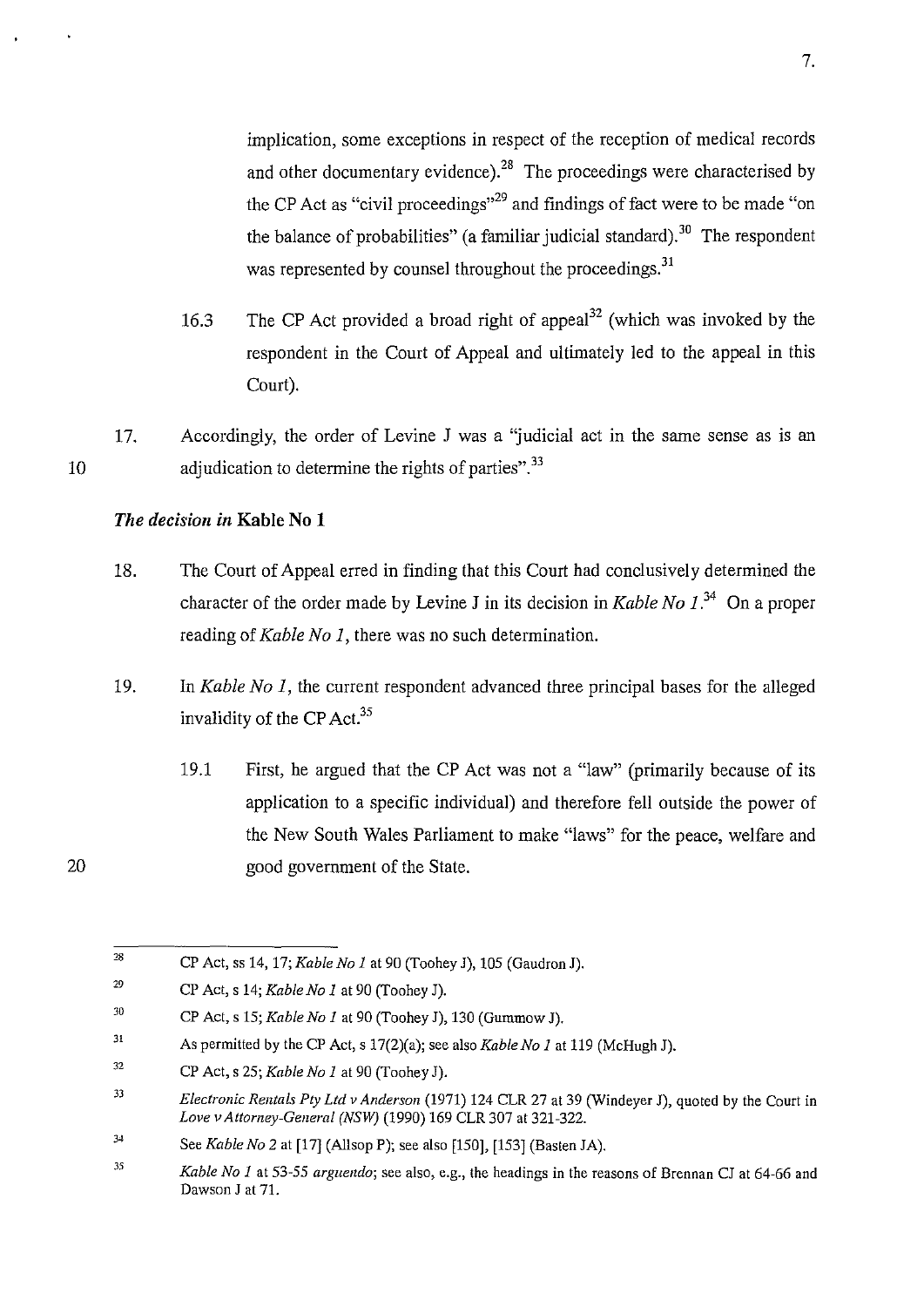implication, some exceptions in respect of the reception of medical records and other documentary evidence).[28] The proceedings were characterised by the CP Act as "civil proceedings"[29] and findings of fact were to be made "on the balance of probabilities" (a familiar judicial standard).[30] The respondent was represented by counsel throughout the proceedings.[31]

16.3 The CP Act provided a broad right of appeal[32] (which was invoked by the respondent in the Court of Appeal and ultimately led to the appeal in this Court).

17. Accordingly, the order of Levine J was a "judicial act in the same sense as is an adjudication to determine the rights of parties".[33]

### *The decision in* Kable No 1

18. The Court of Appeal erred in finding that this Court had conclusively determined the character of the order made by Levine J in its decision in *Kable No 1*.[34] On a proper reading of *Kable No 1*, there was no such determination.

19. In *Kable No 1*, the current respondent advanced three principal bases for the alleged invalidity of the CP Act.[35]

19.1 First, he argued that the CP Act was not a "law" (primarily because of its application to a specific individual) and therefore fell outside the power of the New South Wales Parliament to make "laws" for the peace, welfare and good government of the State.

---

[28] CP Act, ss 14, 17; *Kable No 1* at 90 (Toohey J), 105 (Gaudron J).

[29] CP Act, s 14; *Kable No 1* at 90 (Toohey J).

[30] CP Act, s 15; *Kable No 1* at 90 (Toohey J), 130 (Gummow J).

[31] As permitted by the CP Act, s 17(2)(a); see also *Kable No 1* at 119 (McHugh J).

[32] CP Act, s 25; *Kable No 1* at 90 (Toohey J).

[33] *Electronic Rentals Pty Ltd v Anderson* (1971) 124 CLR 27 at 39 (Windeyer J), quoted by the Court in *Love v Attorney-General (NSW)* (1990) 169 CLR 307 at 321-322.

[34] See *Kable No 2* at [17] (Allsop P); see also [150], [153] (Basten JA).

[35] *Kable No 1* at 53-55 *arguendo*; see also, e.g., the headings in the reasons of Brennan CJ at 64-66 and Dawson J at 71.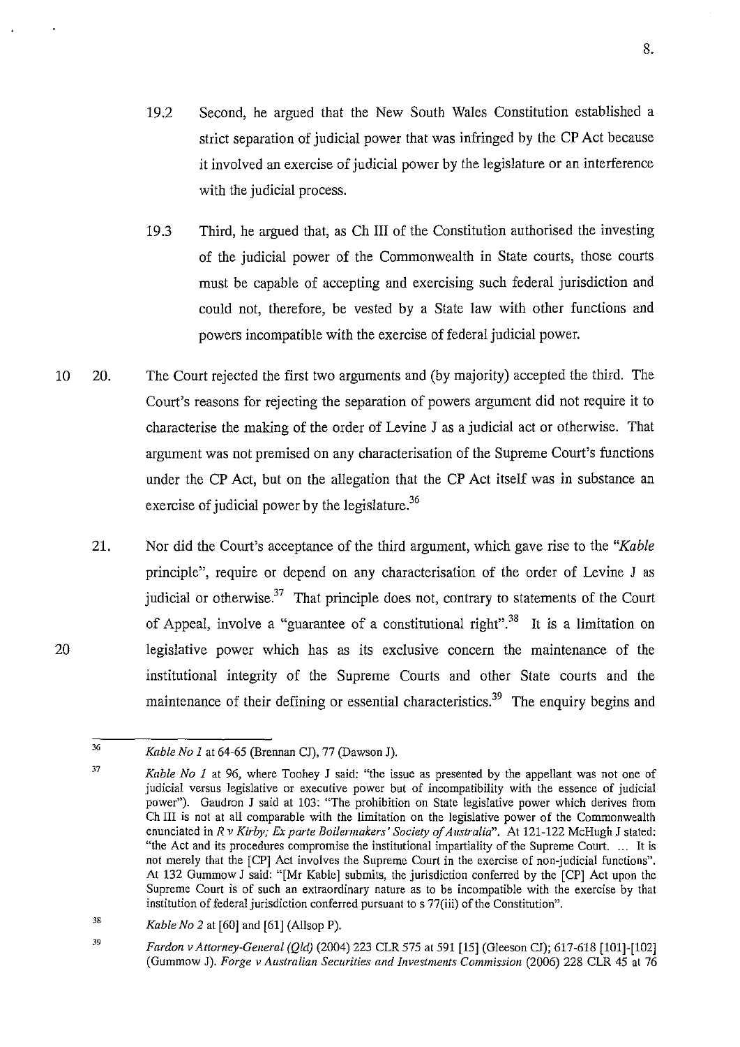19.2 Second, he argued that the New South Wales Constitution established a strict separation of judicial power that was infringed by the CP Act because it involved an exercise of judicial power by the legislature or an interference with the judicial process.

19.3 Third, he argued that, as Ch III of the Constitution authorised the investing of the judicial power of the Commonwealth in State courts, those courts must be capable of accepting and exercising such federal jurisdiction and could not, therefore, be vested by a State law with other functions and powers incompatible with the exercise of federal judicial power.

20. The Court rejected the first two arguments and (by majority) accepted the third. The Court's reasons for rejecting the separation of powers argument did not require it to characterise the making of the order of Levine J as a judicial act or otherwise. That argument was not premised on any characterisation of the Supreme Court's functions under the CP Act, but on the allegation that the CP Act itself was in substance an exercise of judicial power by the legislature.[36]

21. Nor did the Court's acceptance of the third argument, which gave rise to the "*Kable* principle", require or depend on any characterisation of the order of Levine J as judicial or otherwise.[37] That principle does not, contrary to statements of the Court of Appeal, involve a "guarantee of a constitutional right".[38] It is a limitation on legislative power which has as its exclusive concern the maintenance of the institutional integrity of the Supreme Courts and other State courts and the maintenance of their defining or essential characteristics.[39] The enquiry begins and

---

[36] *Kable No 1* at 64-65 (Brennan CJ), 77 (Dawson J).

[37] *Kable No 1* at 96, where Toohey J said: "the issue as presented by the appellant was not one of judicial versus legislative or executive power but of incompatibility with the essence of judicial power"). Gaudron J said at 103: "The prohibition on State legislative power which derives from Ch III is not at all comparable with the limitation on the legislative power of the Commonwealth enunciated in *R v Kirby; Ex parte Boilermakers' Society of Australia*". At 121-122 McHugh J stated: "the Act and its procedures compromise the institutional impartiality of the Supreme Court. ... It is not merely that the [CP] Act involves the Supreme Court in the exercise of non-judicial functions". At 132 Gummow J said: "[Mr Kable] submits, the jurisdiction conferred by the [CP] Act upon the Supreme Court is of such an extraordinary nature as to be incompatible with the exercise by that institution of federal jurisdiction conferred pursuant to s 77(iii) of the Constitution".

[38] *Kable No 2* at [60] and [61] (Allsop P).

[39] *Fardon v Attorney-General (Qld)* (2004) 223 CLR 575 at 591 [15] (Gleeson CJ); 617-618 [101]-[102] (Gummow J). *Forge v Australian Securities and Investments Commission* (2006) 228 CLR 45 at 76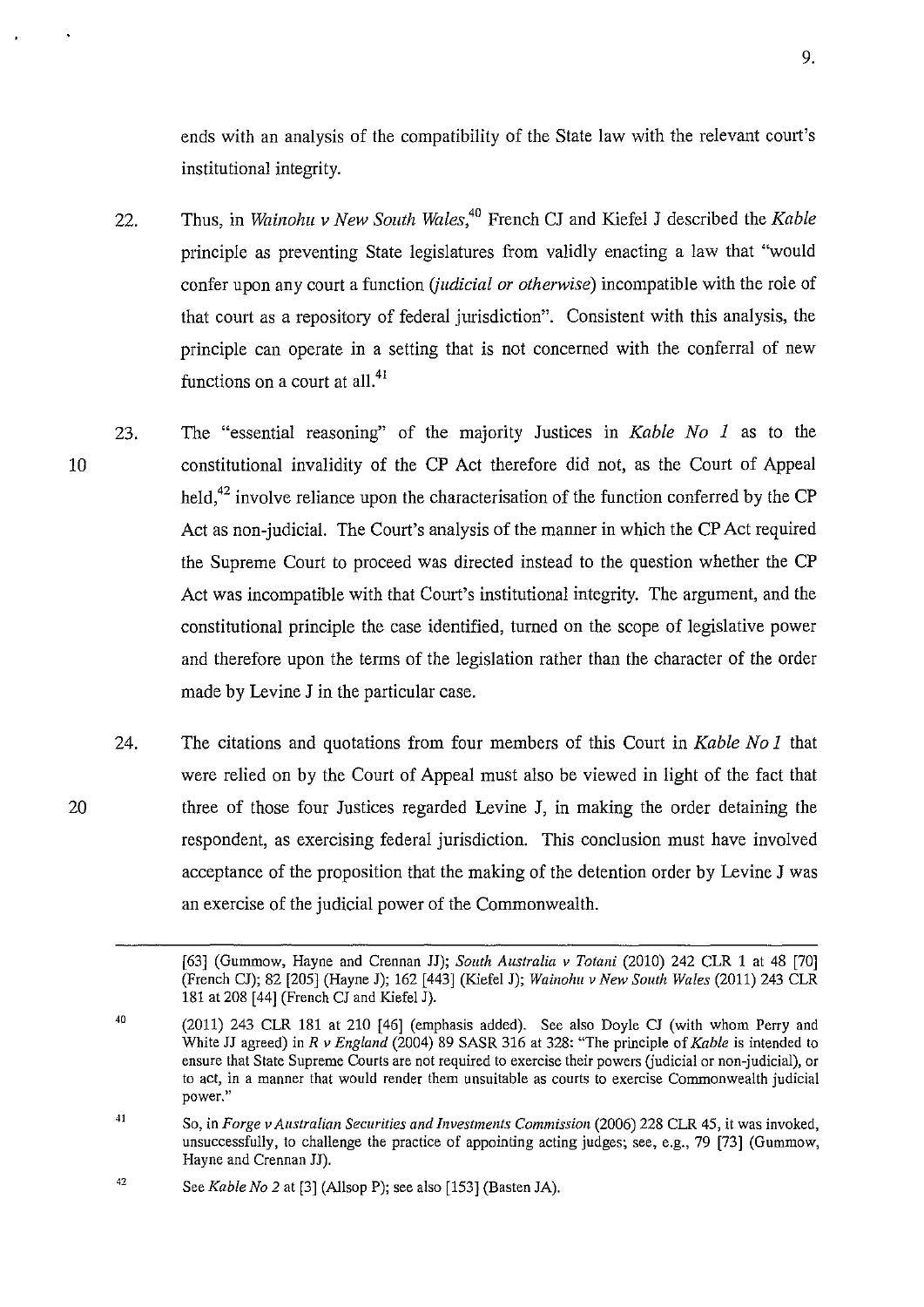ends with an analysis of the compatibility of the State law with the relevant court's institutional integrity.

22. Thus, in *Wainohu v New South Wales*,[40] French CJ and Kiefel J described the *Kable* principle as preventing State legislatures from validly enacting a law that "would confer upon any court a function *(judicial or otherwise)* incompatible with the role of that court as a repository of federal jurisdiction". Consistent with this analysis, the principle can operate in a setting that is not concerned with the conferral of new functions on a court at all.[41]

23. The "essential reasoning" of the majority Justices in *Kable No 1* as to the constitutional invalidity of the CP Act therefore did not, as the Court of Appeal held,[42] involve reliance upon the characterisation of the function conferred by the CP Act as non-judicial. The Court's analysis of the manner in which the CP Act required the Supreme Court to proceed was directed instead to the question whether the CP Act was incompatible with that Court's institutional integrity. The argument, and the constitutional principle the case identified, turned on the scope of legislative power and therefore upon the terms of the legislation rather than the character of the order made by Levine J in the particular case.

24. The citations and quotations from four members of this Court in *Kable No 1* that were relied on by the Court of Appeal must also be viewed in light of the fact that three of those four Justices regarded Levine J, in making the order detaining the respondent, as exercising federal jurisdiction. This conclusion must have involved acceptance of the proposition that the making of the detention order by Levine J was an exercise of the judicial power of the Commonwealth.

---

[63] (Gummow, Hayne and Crennan JJ); *South Australia v Totani* (2010) 242 CLR 1 at 48 [70] (French CJ); 82 [205] (Hayne J); 162 [443] (Kiefel J); *Wainohu v New South Wales* (2011) 243 CLR 181 at 208 [44] (French CJ and Kiefel J).

[40] (2011) 243 CLR 181 at 210 [46] (emphasis added). See also Doyle CJ (with whom Perry and White JJ agreed) in *R v England* (2004) 89 SASR 316 at 328: "The principle of *Kable* is intended to ensure that State Supreme Courts are not required to exercise their powers (judicial or non-judicial), or to act, in a manner that would render them unsuitable as courts to exercise Commonwealth judicial power."

[41] So, in *Forge v Australian Securities and Investments Commission* (2006) 228 CLR 45, it was invoked, unsuccessfully, to challenge the practice of appointing acting judges; see, e.g., 79 [73] (Gummow, Hayne and Crennan JJ).

[42] See *Kable No 2* at [3] (Allsop P); see also [153] (Basten JA).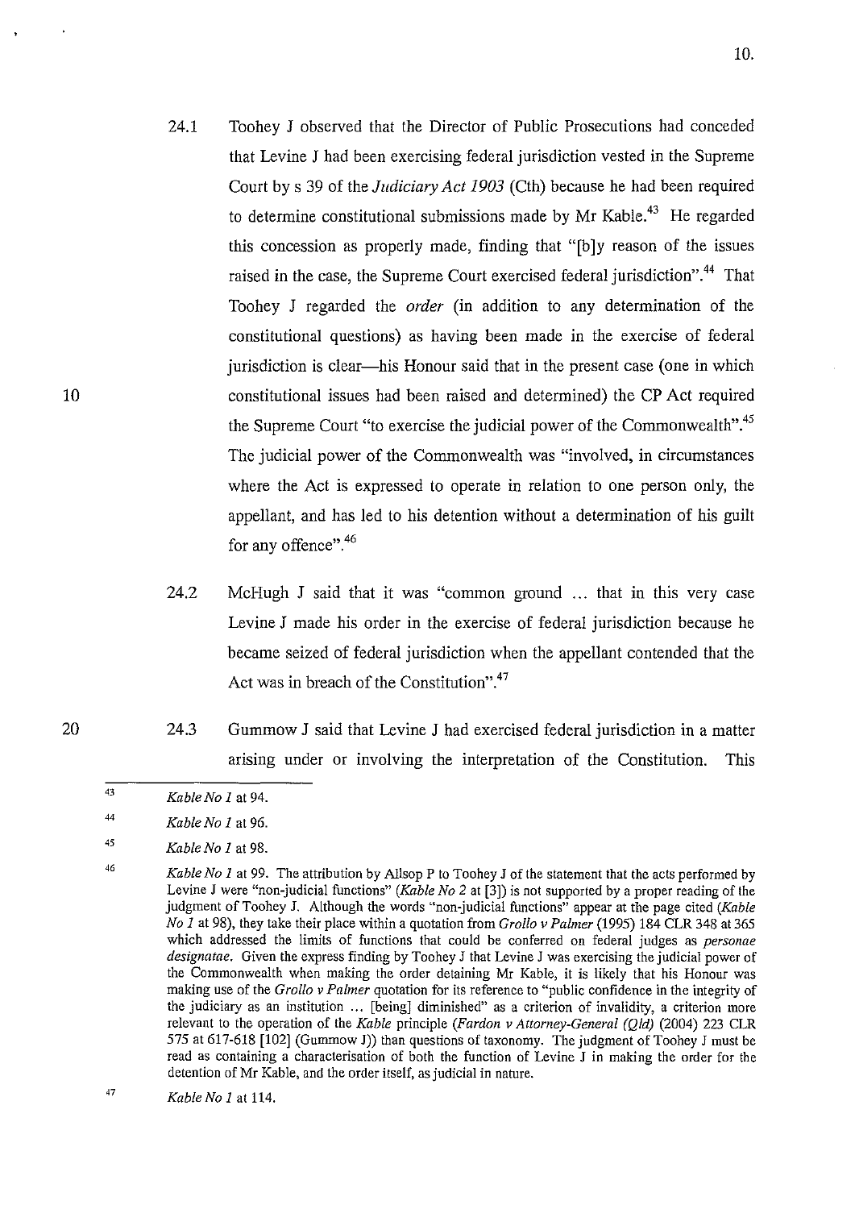24.1 Toohey J observed that the Director of Public Prosecutions had conceded that Levine J had been exercising federal jurisdiction vested in the Supreme Court by s 39 of the *Judiciary Act 1903* (Cth) because he had been required to determine constitutional submissions made by Mr Kable.[43] He regarded this concession as properly made, finding that "[b]y reason of the issues raised in the case, the Supreme Court exercised federal jurisdiction".[44] That Toohey J regarded the *order* (in addition to any determination of the constitutional questions) as having been made in the exercise of federal jurisdiction is clear—his Honour said that in the present case (one in which constitutional issues had been raised and determined) the CP Act required the Supreme Court "to exercise the judicial power of the Commonwealth".[45] The judicial power of the Commonwealth was "involved, in circumstances where the Act is expressed to operate in relation to one person only, the appellant, and has led to his detention without a determination of his guilt for any offence".[46]

24.2 McHugh J said that it was "common ground ... that in this very case Levine J made his order in the exercise of federal jurisdiction because he became seized of federal jurisdiction when the appellant contended that the Act was in breach of the Constitution".[47]

24.3 Gummow J said that Levine J had exercised federal jurisdiction in a matter arising under or involving the interpretation of the Constitution. This

---

[43] *Kable No 1* at 94.

[44] *Kable No 1* at 96.

[45] *Kable No 1* at 98.

[46] *Kable No 1* at 99. The attribution by Allsop P to Toohey J of the statement that the acts performed by Levine J were "non-judicial functions" (*Kable No 2* at [3]) is not supported by a proper reading of the judgment of Toohey J. Although the words "non-judicial functions" appear at the page cited (*Kable No 1* at 98), they take their place within a quotation from *Grollo v Palmer* (1995) 184 CLR 348 at 365 which addressed the limits of functions that could be conferred on federal judges as *personae designatae*. Given the express finding by Toohey J that Levine J was exercising the judicial power of the Commonwealth when making the order detaining Mr Kable, it is likely that his Honour was making use of the *Grollo v Palmer* quotation for its reference to "public confidence in the integrity of the judiciary as an institution ... [being] diminished" as a criterion of invalidity, a criterion more relevant to the operation of the *Kable* principle (*Fardon v Attorney-General (Qld)* (2004) 223 CLR 575 at 617-618 [102] (Gummow J)) than questions of taxonomy. The judgment of Toohey J must be read as containing a characterisation of both the function of Levine J in making the order for the detention of Mr Kable, and the order itself, as judicial in nature.

[47] *Kable No 1* at 114.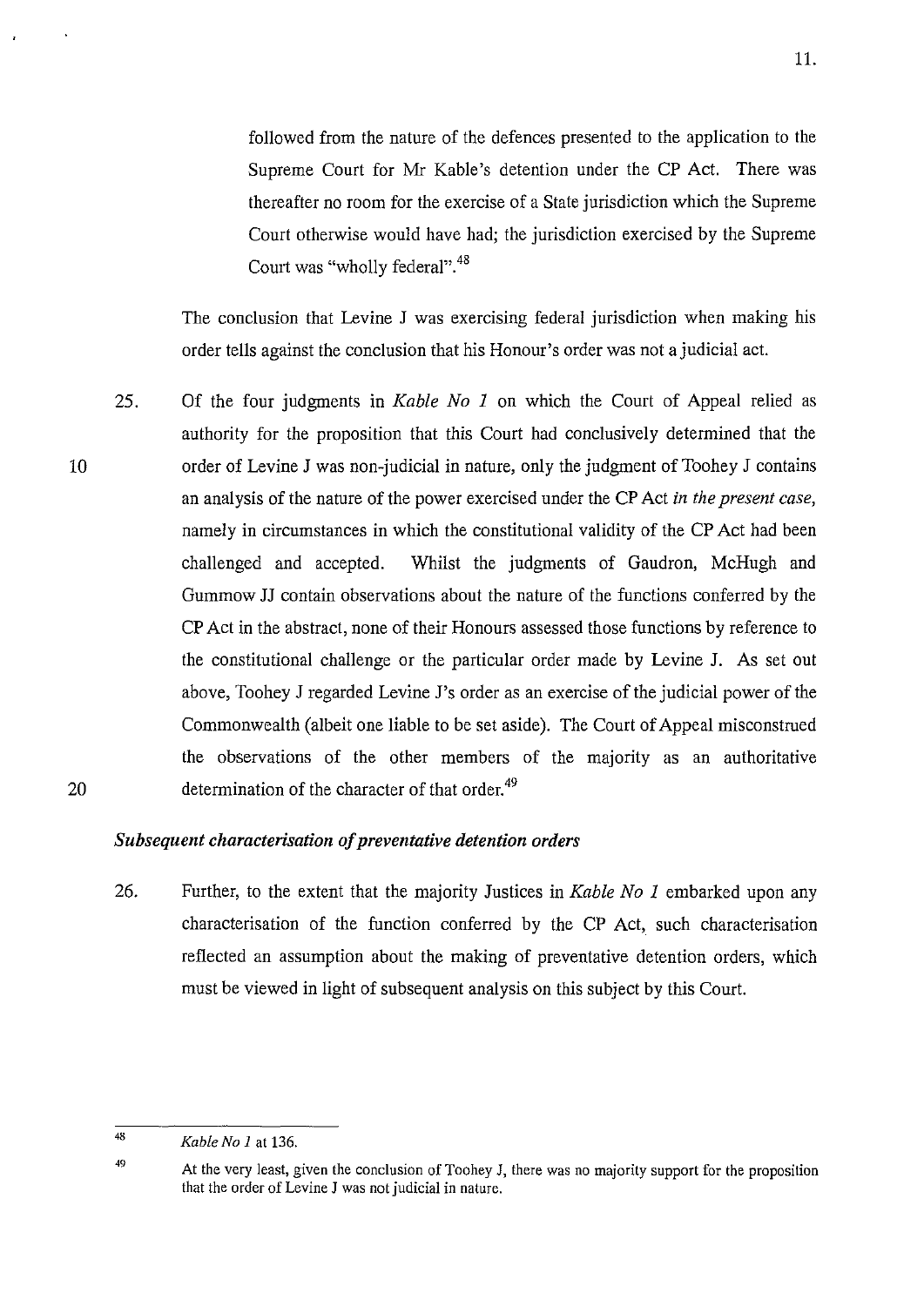followed from the nature of the defences presented to the application to the Supreme Court for Mr Kable's detention under the CP Act. There was thereafter no room for the exercise of a State jurisdiction which the Supreme Court otherwise would have had; the jurisdiction exercised by the Supreme Court was "wholly federal".[48]

The conclusion that Levine J was exercising federal jurisdiction when making his order tells against the conclusion that his Honour's order was not a judicial act.

25. Of the four judgments in *Kable No 1* on which the Court of Appeal relied as authority for the proposition that this Court had conclusively determined that the order of Levine J was non-judicial in nature, only the judgment of Toohey J contains an analysis of the nature of the power exercised under the CP Act *in the present case*, namely in circumstances in which the constitutional validity of the CP Act had been challenged and accepted. Whilst the judgments of Gaudron, McHugh and Gummow JJ contain observations about the nature of the functions conferred by the CP Act in the abstract, none of their Honours assessed those functions by reference to the constitutional challenge or the particular order made by Levine J. As set out above, Toohey J regarded Levine J's order as an exercise of the judicial power of the Commonwealth (albeit one liable to be set aside). The Court of Appeal misconstrued the observations of the other members of the majority as an authoritative determination of the character of that order.[49]

### *Subsequent characterisation of preventative detention orders*

26. Further, to the extent that the majority Justices in *Kable No 1* embarked upon any characterisation of the function conferred by the CP Act, such characterisation reflected an assumption about the making of preventative detention orders, which must be viewed in light of subsequent analysis on this subject by this Court.

---

[48] *Kable No 1* at 136.

[49] At the very least, given the conclusion of Toohey J, there was no majority support for the proposition that the order of Levine J was not judicial in nature.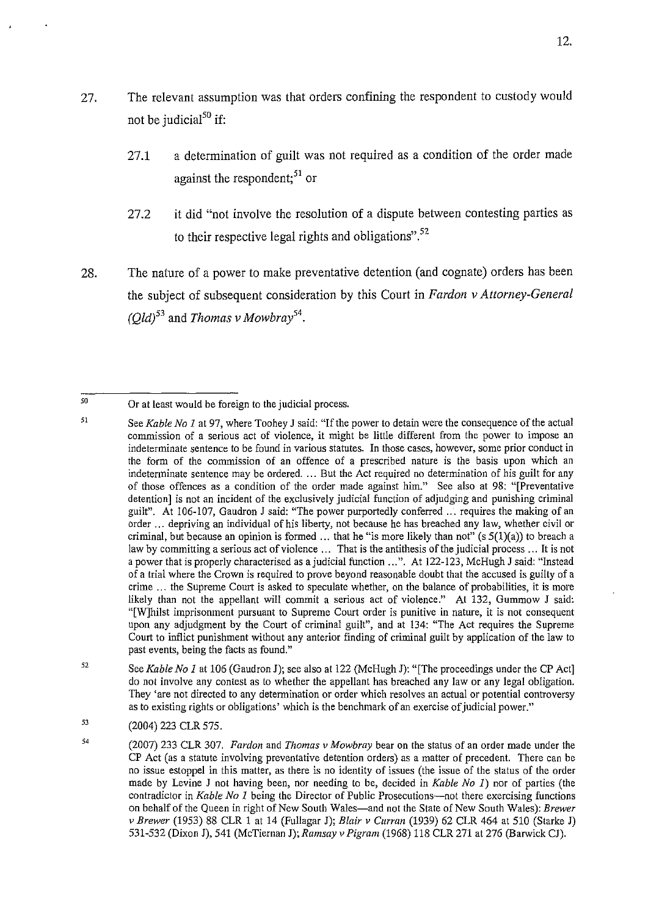27. The relevant assumption was that orders confining the respondent to custody would not be judicial[50] if:

    27.1 a determination of guilt was not required as a condition of the order made against the respondent;[51] or

    27.2 it did "not involve the resolution of a dispute between contesting parties as to their respective legal rights and obligations".[52]

28. The nature of a power to make preventative detention (and cognate) orders has been the subject of subsequent consideration by this Court in *Fardon v Attorney-General (Qld)*[53] and *Thomas v Mowbray*[54].

---

[50] Or at least would be foreign to the judicial process.

[51] See *Kable No 1* at 97, where Toohey J said: "If the power to detain were the consequence of the actual commission of a serious act of violence, it might be little different from the power to impose an indeterminate sentence to be found in various statutes. In those cases, however, some prior conduct in the form of the commission of an offence of a prescribed nature is the basis upon which an indeterminate sentence may be ordered. ... But the Act required no determination of his guilt for any of those offences as a condition of the order made against him." See also at 98: "[Preventative detention] is not an incident of the exclusively judicial function of adjudging and punishing criminal guilt". At 106-107, Gaudron J said: "The power purportedly conferred ... requires the making of an order ... depriving an individual of his liberty, not because he has breached any law, whether civil or criminal, but because an opinion is formed ... that he "is more likely than not" (s 5(1)(a)) to breach a law by committing a serious act of violence ... That is the antithesis of the judicial process ... It is not a power that is properly characterised as a judicial function ...". At 122-123, McHugh J said: "Instead of a trial where the Crown is required to prove beyond reasonable doubt that the accused is guilty of a crime ... the Supreme Court is asked to speculate whether, on the balance of probabilities, it is more likely than not the appellant will commit a serious act of violence." At 132, Gummow J said: "[W]hilst imprisonment pursuant to Supreme Court order is punitive in nature, it is not consequent upon any adjudgment by the Court of criminal guilt", and at 134: "The Act requires the Supreme Court to inflict punishment without any anterior finding of criminal guilt by application of the law to past events, being the facts as found."

[52] See *Kable No 1* at 106 (Gaudron J); see also at 122 (McHugh J): "[The proceedings under the CP Act] do not involve any contest as to whether the appellant has breached any law or any legal obligation. They 'are not directed to any determination or order which resolves an actual or potential controversy as to existing rights or obligations' which is the benchmark of an exercise of judicial power."

[53] (2004) 223 CLR 575.

[54] (2007) 233 CLR 307. *Fardon* and *Thomas v Mowbray* bear on the status of an order made under the CP Act (as a statute involving preventative detention orders) as a matter of precedent. There can be no issue estoppel in this matter, as there is no identity of issues (the issue of the status of the order made by Levine J not having been, nor needing to be, decided in *Kable No 1*) nor of parties (the contradictor in *Kable No 1* being the Director of Public Prosecutions—not there exercising functions on behalf of the Queen in right of New South Wales—and not the State of New South Wales): *Brewer v Brewer* (1953) 88 CLR 1 at 14 (Fullagar J); *Blair v Curran* (1939) 62 CLR 464 at 510 (Starke J) 531-532 (Dixon J), 541 (McTiernan J); *Ramsay v Pigram* (1968) 118 CLR 271 at 276 (Barwick CJ).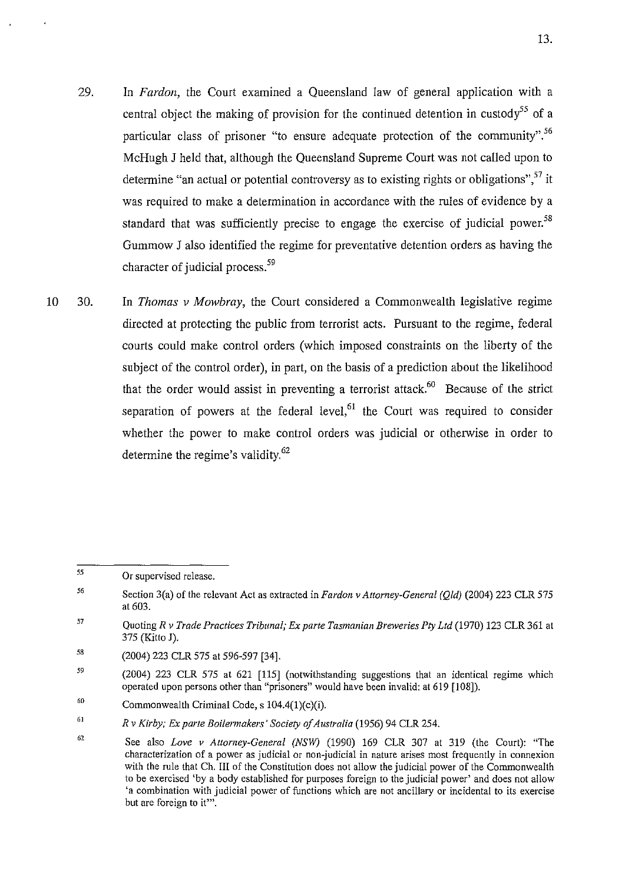29. In *Fardon*, the Court examined a Queensland law of general application with a central object the making of provision for the continued detention in custody[55] of a particular class of prisoner "to ensure adequate protection of the community".[56] McHugh J held that, although the Queensland Supreme Court was not called upon to determine "an actual or potential controversy as to existing rights or obligations",[57] it was required to make a determination in accordance with the rules of evidence by a standard that was sufficiently precise to engage the exercise of judicial power.[58] Gummow J also identified the regime for preventative detention orders as having the character of judicial process.[59]

30. In *Thomas v Mowbray*, the Court considered a Commonwealth legislative regime directed at protecting the public from terrorist acts. Pursuant to the regime, federal courts could make control orders (which imposed constraints on the liberty of the subject of the control order), in part, on the basis of a prediction about the likelihood that the order would assist in preventing a terrorist attack.[60] Because of the strict separation of powers at the federal level,[61] the Court was required to consider whether the power to make control orders was judicial or otherwise in order to determine the regime's validity.[62]

---

[55] Or supervised release.

[56] Section 3(a) of the relevant Act as extracted in *Fardon v Attorney-General (Qld)* (2004) 223 CLR 575 at 603.

[57] Quoting *R v Trade Practices Tribunal; Ex parte Tasmanian Breweries Pty Ltd* (1970) 123 CLR 361 at 375 (Kitto J).

[58] (2004) 223 CLR 575 at 596-597 [34].

[59] (2004) 223 CLR 575 at 621 [115] (notwithstanding suggestions that an identical regime which operated upon persons other than "prisoners" would have been invalid: at 619 [108]).

[60] Commonwealth Criminal Code, s 104.4(1)(c)(i).

[61] *R v Kirby; Ex parte Boilermakers' Society of Australia* (1956) 94 CLR 254.

[62] See also *Love v Attorney-General (NSW)* (1990) 169 CLR 307 at 319 (the Court): "The characterization of a power as judicial or non-judicial in nature arises most frequently in connexion with the rule that Ch. III of the Constitution does not allow the judicial power of the Commonwealth to be exercised 'by a body established for purposes foreign to the judicial power' and does not allow 'a combination with judicial power of functions which are not ancillary or incidental to its exercise but are foreign to it'".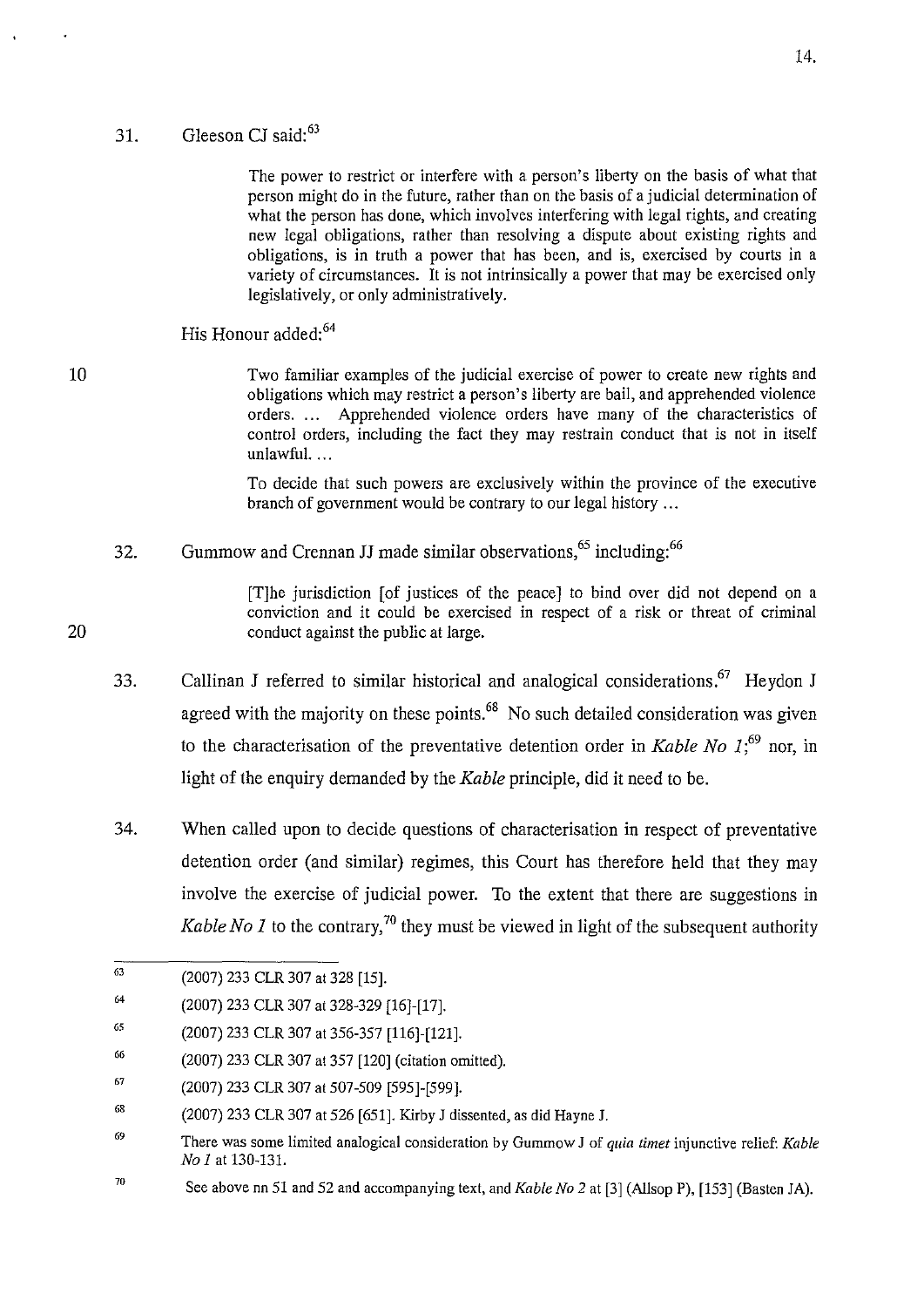31. Gleeson CJ said:[63]

> The power to restrict or interfere with a person's liberty on the basis of what that person might do in the future, rather than on the basis of a judicial determination of what the person has done, which involves interfering with legal rights, and creating new legal obligations, rather than resolving a dispute about existing rights and obligations, is in truth a power that has been, and is, exercised by courts in a variety of circumstances. It is not intrinsically a power that may be exercised only legislatively, or only administratively.

His Honour added:[64]

> Two familiar examples of the judicial exercise of power to create new rights and obligations which may restrict a person's liberty are bail, and apprehended violence orders. ... Apprehended violence orders have many of the characteristics of control orders, including the fact they may restrain conduct that is not in itself unlawful. ...
>
> To decide that such powers are exclusively within the province of the executive branch of government would be contrary to our legal history ...

32. Gummow and Crennan JJ made similar observations,[65] including:[66]

> [T]he jurisdiction [of justices of the peace] to bind over did not depend on a conviction and it could be exercised in respect of a risk or threat of criminal conduct against the public at large.

33. Callinan J referred to similar historical and analogical considerations.[67] Heydon J agreed with the majority on these points.[68] No such detailed consideration was given to the characterisation of the preventative detention order in *Kable No 1*;[69] nor, in light of the enquiry demanded by the *Kable* principle, did it need to be.

34. When called upon to decide questions of characterisation in respect of preventative detention order (and similar) regimes, this Court has therefore held that they may involve the exercise of judicial power. To the extent that there are suggestions in *Kable No 1* to the contrary,[70] they must be viewed in light of the subsequent authority

---

63 (2007) 233 CLR 307 at 328 [15].

64 (2007) 233 CLR 307 at 328-329 [16]-[17].

65 (2007) 233 CLR 307 at 356-357 [116]-[121].

66 (2007) 233 CLR 307 at 357 [120] (citation omitted).

67 (2007) 233 CLR 307 at 507-509 [595]-[599].

68 (2007) 233 CLR 307 at 526 [651]. Kirby J dissented, as did Hayne J.

69 There was some limited analogical consideration by Gummow J of *quia timet* injunctive relief: *Kable No 1* at 130-131.

70 See above nn 51 and 52 and accompanying text, and *Kable No 2* at [3] (Allsop P), [153] (Basten JA).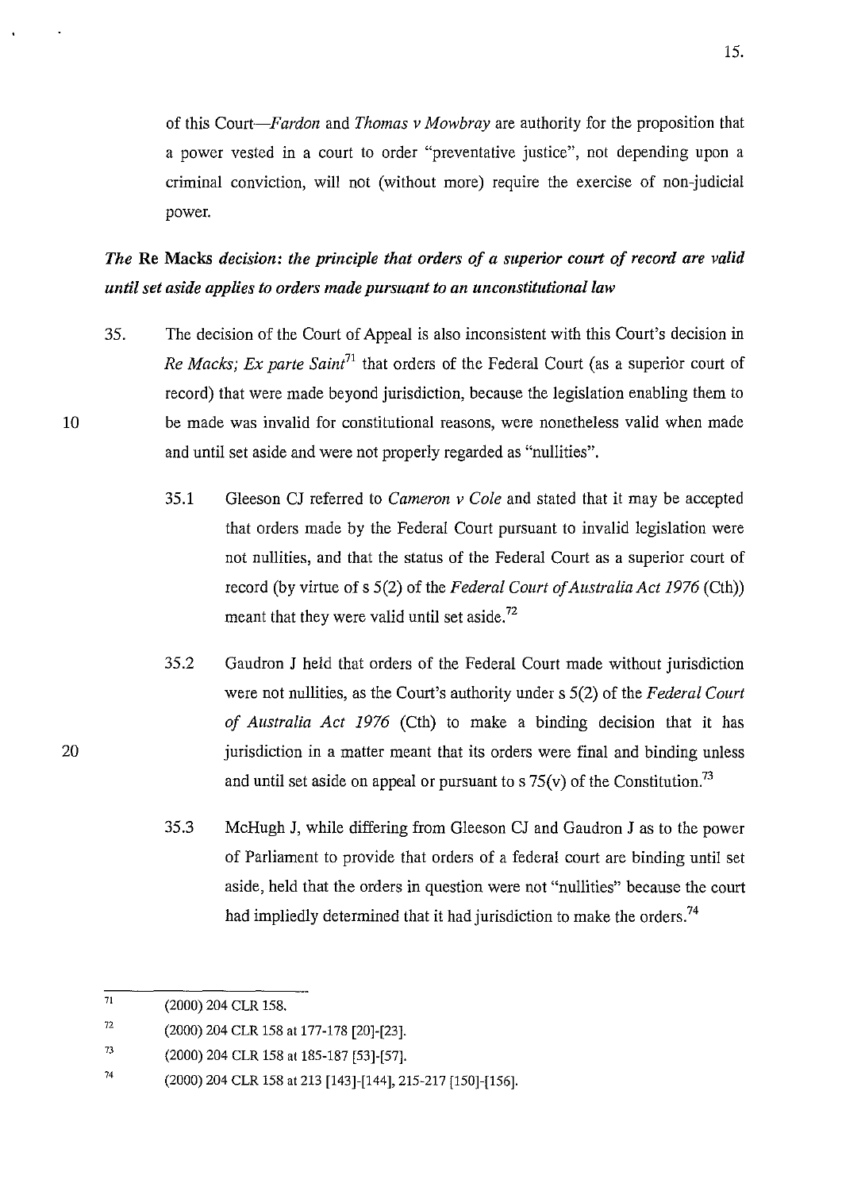of this Court—*Fardon* and *Thomas v Mowbray* are authority for the proposition that a power vested in a court to order "preventative justice", not depending upon a criminal conviction, will not (without more) require the exercise of non-judicial power.

***The* Re Macks *decision: the principle that orders of a superior court of record are valid until set aside applies to orders made pursuant to an unconstitutional law***

35. The decision of the Court of Appeal is also inconsistent with this Court's decision in *Re Macks; Ex parte Saint*[71] that orders of the Federal Court (as a superior court of record) that were made beyond jurisdiction, because the legislation enabling them to be made was invalid for constitutional reasons, were nonetheless valid when made and until set aside and were not properly regarded as "nullities".

   35.1 Gleeson CJ referred to *Cameron v Cole* and stated that it may be accepted that orders made by the Federal Court pursuant to invalid legislation were not nullities, and that the status of the Federal Court as a superior court of record (by virtue of s 5(2) of the *Federal Court of Australia Act 1976* (Cth)) meant that they were valid until set aside.[72]

   35.2 Gaudron J held that orders of the Federal Court made without jurisdiction were not nullities, as the Court's authority under s 5(2) of the *Federal Court of Australia Act 1976* (Cth) to make a binding decision that it has jurisdiction in a matter meant that its orders were final and binding unless and until set aside on appeal or pursuant to s 75(v) of the Constitution.[73]

   35.3 McHugh J, while differing from Gleeson CJ and Gaudron J as to the power of Parliament to provide that orders of a federal court are binding until set aside, held that the orders in question were not "nullities" because the court had impliedly determined that it had jurisdiction to make the orders.[74]

---

[71] (2000) 204 CLR 158.

[72] (2000) 204 CLR 158 at 177-178 [20]-[23].

[73] (2000) 204 CLR 158 at 185-187 [53]-[57].

[74] (2000) 204 CLR 158 at 213 [143]-[144], 215-217 [150]-[156].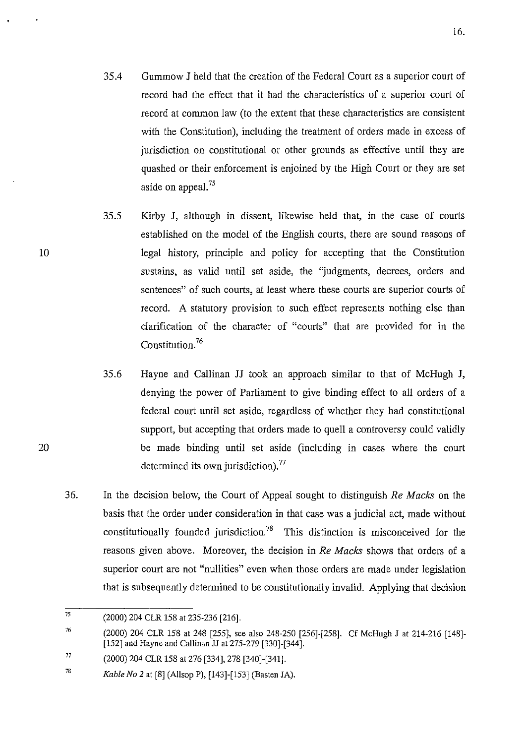35.4 Gummow J held that the creation of the Federal Court as a superior court of record had the effect that it had the characteristics of a superior court of record at common law (to the extent that these characteristics are consistent with the Constitution), including the treatment of orders made in excess of jurisdiction on constitutional or other grounds as effective until they are quashed or their enforcement is enjoined by the High Court or they are set aside on appeal.[75]

35.5 Kirby J, although in dissent, likewise held that, in the case of courts established on the model of the English courts, there are sound reasons of legal history, principle and policy for accepting that the Constitution sustains, as valid until set aside, the "judgments, decrees, orders and sentences" of such courts, at least where these courts are superior courts of record. A statutory provision to such effect represents nothing else than clarification of the character of "courts" that are provided for in the Constitution.[76]

35.6 Hayne and Callinan JJ took an approach similar to that of McHugh J, denying the power of Parliament to give binding effect to all orders of a federal court until set aside, regardless of whether they had constitutional support, but accepting that orders made to quell a controversy could validly be made binding until set aside (including in cases where the court determined its own jurisdiction).[77]

36. In the decision below, the Court of Appeal sought to distinguish *Re Macks* on the basis that the order under consideration in that case was a judicial act, made without constitutionally founded jurisdiction.[78] This distinction is misconceived for the reasons given above. Moreover, the decision in *Re Macks* shows that orders of a superior court are not "nullities" even when those orders are made under legislation that is subsequently determined to be constitutionally invalid. Applying that decision

---

[75] (2000) 204 CLR 158 at 235-236 [216].

[76] (2000) 204 CLR 158 at 248 [255], see also 248-250 [256]-[258]. Cf McHugh J at 214-216 [148]-[152] and Hayne and Callinan JJ at 275-279 [330]-[344].

[77] (2000) 204 CLR 158 at 276 [334], 278 [340]-[341].

[78] *Kable No 2* at [8] (Allsop P), [143]-[153] (Basten JA).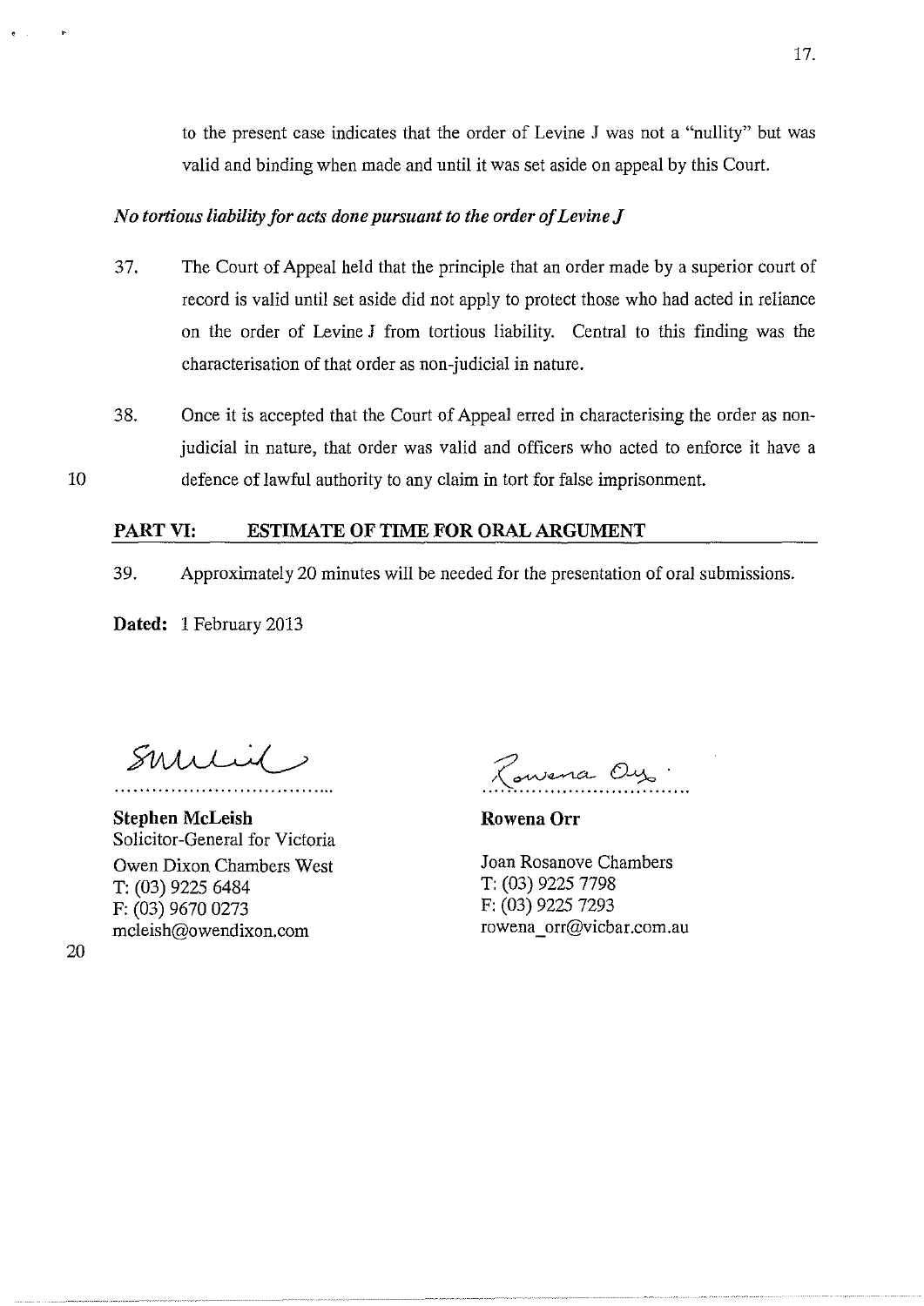to the present case indicates that the order of Levine J was not a "nullity" but was valid and binding when made and until it was set aside on appeal by this Court.

*No tortious liability for acts done pursuant to the order of Levine J*

37. The Court of Appeal held that the principle that an order made by a superior court of record is valid until set aside did not apply to protect those who had acted in reliance on the order of Levine J from tortious liability. Central to this finding was the characterisation of that order as non-judicial in nature.

38. Once it is accepted that the Court of Appeal erred in characterising the order as non-judicial in nature, that order was valid and officers who acted to enforce it have a defence of lawful authority to any claim in tort for false imprisonment.

## PART VI: ESTIMATE OF TIME FOR ORAL ARGUMENT

39. Approximately 20 minutes will be needed for the presentation of oral submissions.

**Dated:** 1 February 2013

**Stephen McLeish**
Solicitor-General for Victoria
Owen Dixon Chambers West
T: (03) 9225 6484
F: (03) 9670 0273
mcleish@owendixon.com

**Rowena Orr**

Joan Rosanove Chambers
T: (03) 9225 7798
F: (03) 9225 7293
rowena_orr@vicbar.com.au